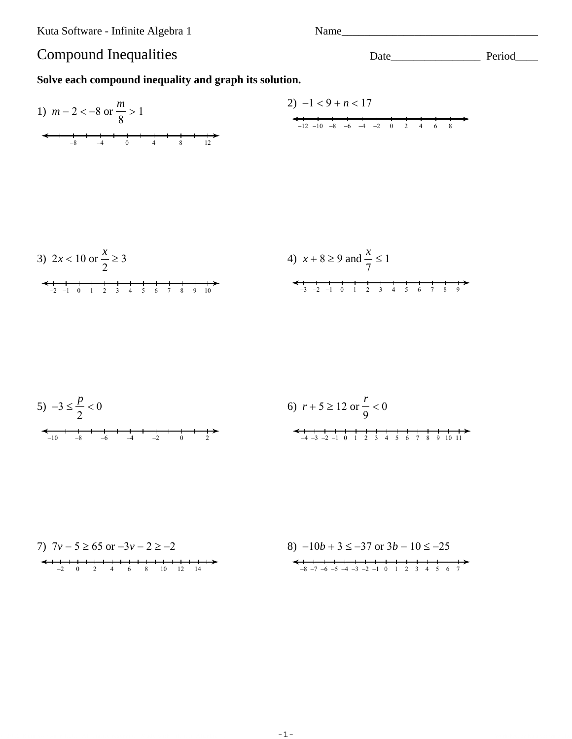Kuta Software - Infinite Algebra 1

Name___________________________________

# Compound Inequalities

Date________________ Period____

**Solve each compound inequality and graph its solution.**

1) $m - 2 < -8$ or $\frac{m}{8} > 1$

2) $-1 < 9 + n < 17$

3) $2x < 10$ or $\frac{x}{2} \geq 3$

4) $x + 8 \geq 9$ and $\frac{x}{7} \leq 1$

5) $-3 \leq \frac{p}{2} < 0$

6) $r + 5 \geq 12$ or $\frac{r}{9} < 0$

7) $7v - 5 \geq 65$ or $-3v - 2 \geq -2$

8) $-10b + 3 \leq -37$ or $3b - 10 \leq -25$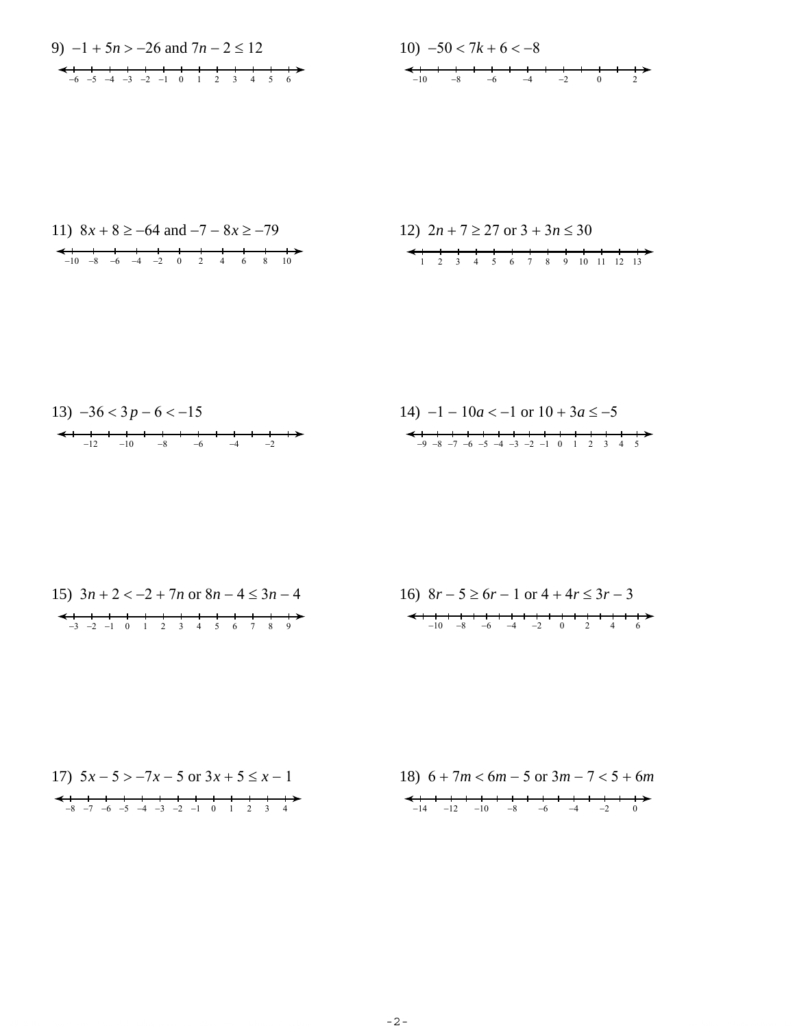9) $-1 + 5n > -26$ and $7n - 2 \leq 12$

$-6 \quad -5 \quad -4 \quad -3 \quad -2 \quad -1 \quad 0 \quad 1 \quad 2 \quad 3 \quad 4 \quad 5 \quad 6$

10) $-50 < 7k + 6 < -8$

$-10 \quad -8 \quad -6 \quad -4 \quad -2 \quad 0 \quad 2$

11) $8x + 8 \geq -64$ and $-7 - 8x \geq -79$

$-10 \quad -8 \quad -6 \quad -4 \quad -2 \quad 0 \quad 2 \quad 4 \quad 6 \quad 8 \quad 10$

12) $2n + 7 \geq 27$ or $3 + 3n \leq 30$

$1 \quad 2 \quad 3 \quad 4 \quad 5 \quad 6 \quad 7 \quad 8 \quad 9 \quad 10 \quad 11 \quad 12 \quad 13$

13) $-36 < 3p - 6 < -15$

$-12 \quad -10 \quad -8 \quad -6 \quad -4 \quad -2$

14) $-1 - 10a < -1$ or $10 + 3a \leq -5$

$-9 \quad -8 \quad -7 \quad -6 \quad -5 \quad -4 \quad -3 \quad -2 \quad -1 \quad 0 \quad 1 \quad 2 \quad 3 \quad 4 \quad 5$

15) $3n + 2 < -2 + 7n$ or $8n - 4 \leq 3n - 4$

$-3 \quad -2 \quad -1 \quad 0 \quad 1 \quad 2 \quad 3 \quad 4 \quad 5 \quad 6 \quad 7 \quad 8 \quad 9$

16) $8r - 5 \geq 6r - 1$ or $4 + 4r \leq 3r - 3$

$-10 \quad -8 \quad -6 \quad -4 \quad -2 \quad 0 \quad 2 \quad 4 \quad 6$

17) $5x - 5 > -7x - 5$ or $3x + 5 \leq x - 1$

$-8 \quad -7 \quad -6 \quad -5 \quad -4 \quad -3 \quad -2 \quad -1 \quad 0 \quad 1 \quad 2 \quad 3 \quad 4$

18) $6 + 7m < 6m - 5$ or $3m - 7 < 5 + 6m$

$-14 \quad -12 \quad -10 \quad -8 \quad -6 \quad -4 \quad -2 \quad 0$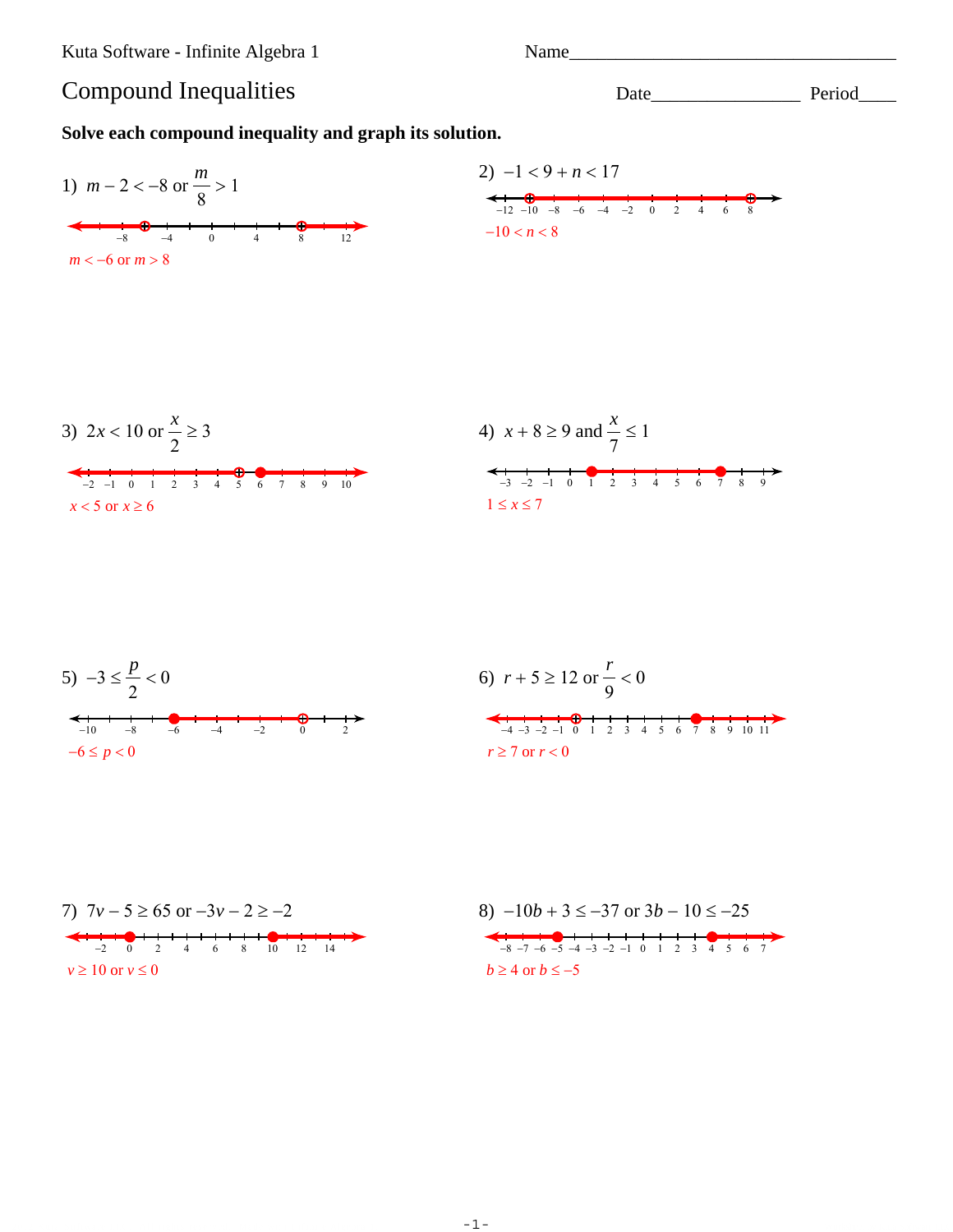Kuta Software - Infinite Algebra 1

Name___________________________________

# Compound Inequalities

Date________________ Period____

**Solve each compound inequality and graph its solution.**

1) $m - 2 < -8$ or $\frac{m}{8} > 1$

$m < -6$ or $m > 8$

2) $-1 < 9 + n < 17$

$-10 < n < 8$

3) $2x < 10$ or $\frac{x}{2} \geq 3$

$x < 5$ or $x \geq 6$

4) $x + 8 \geq 9$ and $\frac{x}{7} \leq 1$

$1 \leq x \leq 7$

5) $-3 \leq \frac{p}{2} < 0$

$-6 \leq p < 0$

6) $r + 5 \geq 12$ or $\frac{r}{9} < 0$

$r \geq 7$ or $r < 0$

7) $7v - 5 \geq 65$ or $-3v - 2 \geq -2$

$v \geq 10$ or $v \leq 0$

8) $-10b + 3 \leq -37$ or $3b - 10 \leq -25$

$b \geq 4$ or $b \leq -5$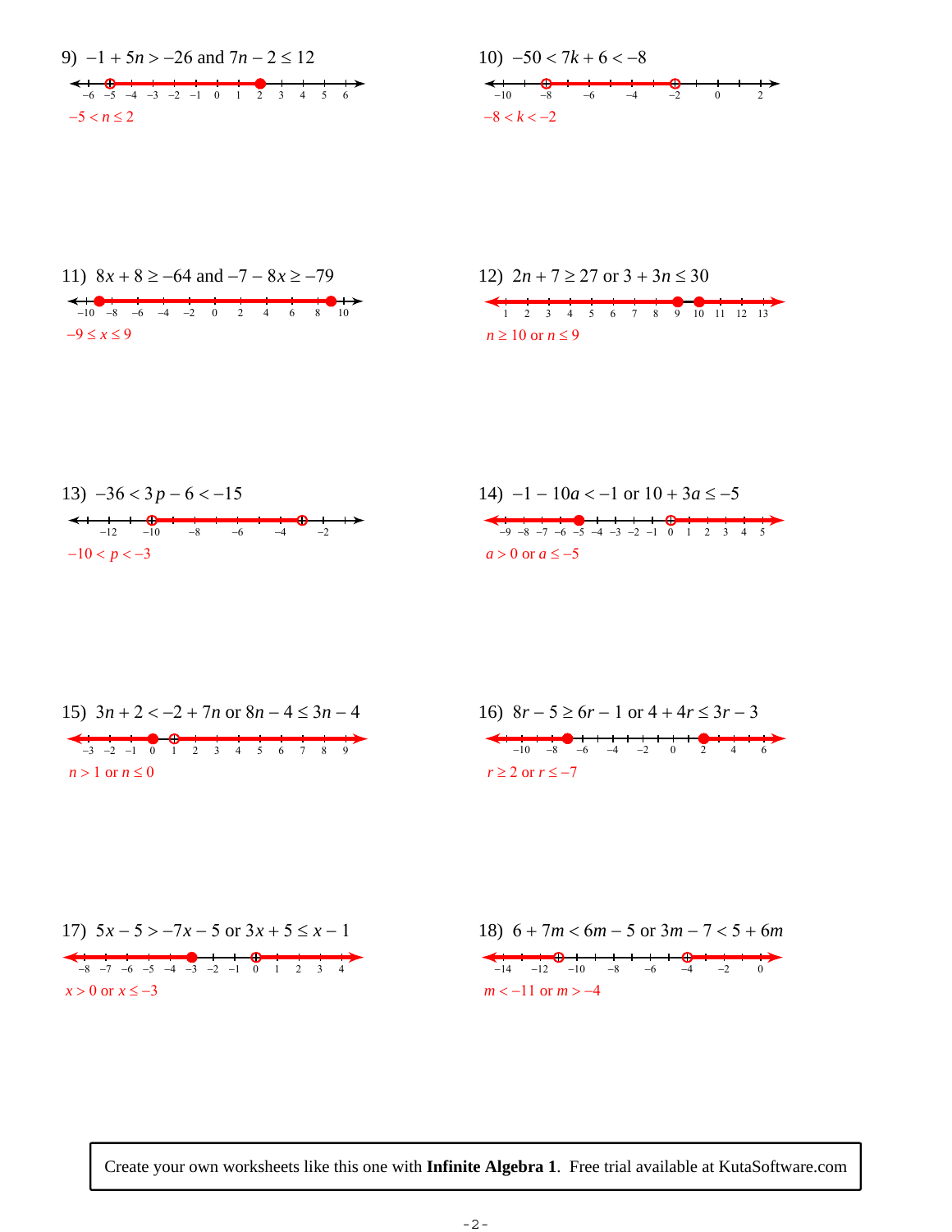9) $-1 + 5n > -26$ and $7n - 2 \leq 12$

−6 −5 −4 −3 −2 −1 0 1 2 3 4 5 6

$-5 < n \leq 2$

10) $-50 < 7k + 6 < -8$

−10 −8 −6 −4 −2 0 2

$-8 < k < -2$

11) $8x + 8 \geq -64$ and $-7 - 8x \geq -79$

−10 −8 −6 −4 −2 0 2 4 6 8 10

$-9 \leq x \leq 9$

12) $2n + 7 \geq 27$ or $3 + 3n \leq 30$

1 2 3 4 5 6 7 8 9 10 11 12 13

$n \geq 10$ or $n \leq 9$

13) $-36 < 3p - 6 < -15$

−12 −10 −8 −6 −4 −2

$-10 < p < -3$

14) $-1 - 10a < -1$ or $10 + 3a \leq -5$

−9 −8 −7 −6 −5 −4 −3 −2 −1 0 1 2 3 4 5

$a > 0$ or $a \leq -5$

15) $3n + 2 < -2 + 7n$ or $8n - 4 \leq 3n - 4$

−3 −2 −1 0 1 2 3 4 5 6 7 8 9

$n > 1$ or $n \leq 0$

16) $8r - 5 \geq 6r - 1$ or $4 + 4r \leq 3r - 3$

−10 −8 −6 −4 −2 0 2 4 6

$r \geq 2$ or $r \leq -7$

17) $5x - 5 > -7x - 5$ or $3x + 5 \leq x - 1$

−8 −7 −6 −5 −4 −3 −2 −1 0 1 2 3 4

$x > 0$ or $x \leq -3$

18) $6 + 7m < 6m - 5$ or $3m - 7 < 5 + 6m$

−14 −12 −10 −8 −6 −4 −2 0

$m < -11$ or $m > -4$

Create your own worksheets like this one with **Infinite Algebra 1**. Free trial available at KutaSoftware.com